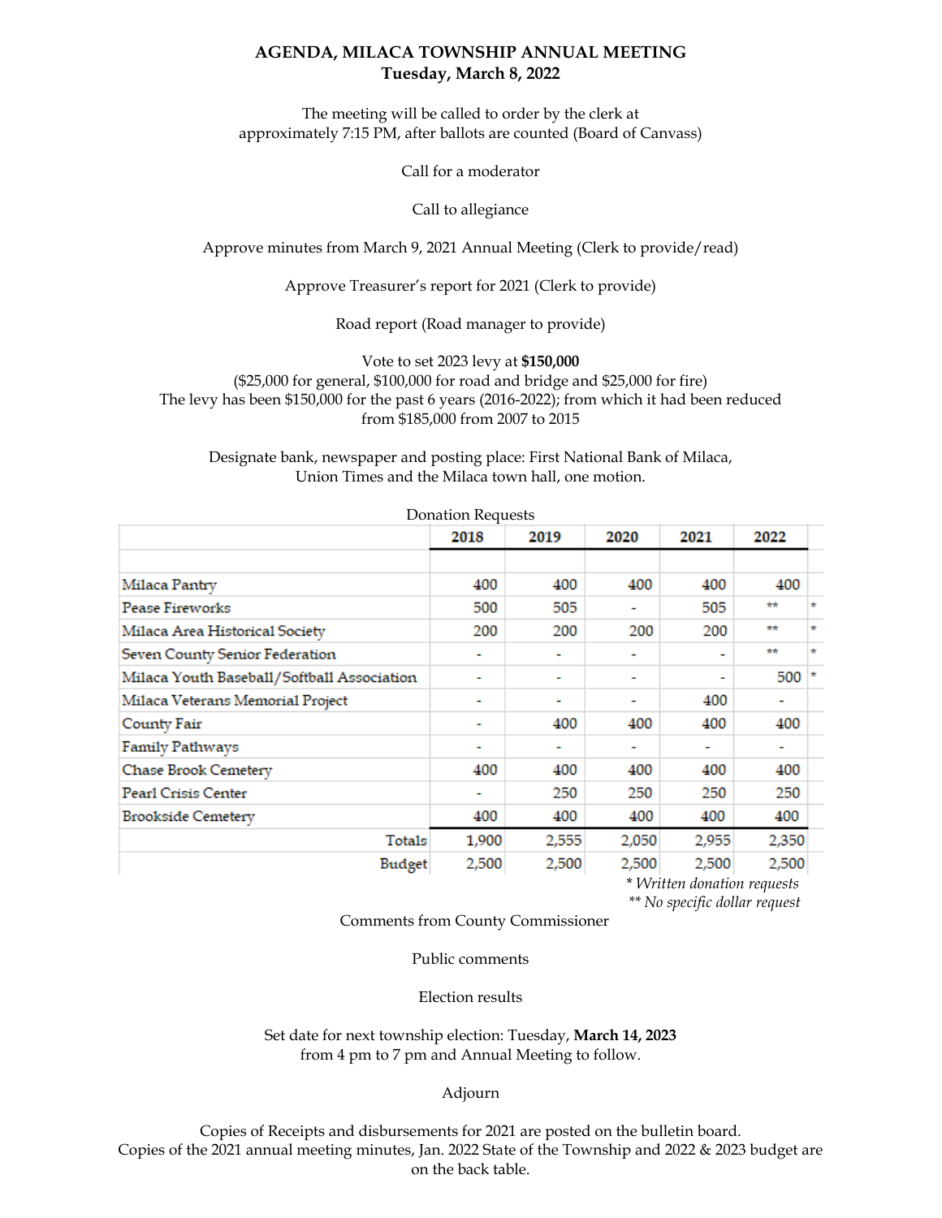# AGENDA, MILACA TOWNSHIP ANNUAL MEETING
## Tuesday, March 8, 2022

The meeting will be called to order by the clerk at approximately 7:15 PM, after ballots are counted (Board of Canvass)

Call for a moderator

Call to allegiance

Approve minutes from March 9, 2021 Annual Meeting (Clerk to provide/read)

Approve Treasurer's report for 2021 (Clerk to provide)

Road report (Road manager to provide)

Vote to set 2023 levy at **$150,000**
($25,000 for general, $100,000 for road and bridge and $25,000 for fire)
The levy has been $150,000 for the past 6 years (2016-2022); from which it had been reduced from $185,000 from 2007 to 2015

Designate bank, newspaper and posting place: First National Bank of Milaca, Union Times and the Milaca town hall, one motion.

Donation Requests

| | 2018 | 2019 | 2020 | 2021 | 2022 | |
|---|---|---|---|---|---|---|
| Milaca Pantry | 400 | 400 | 400 | 400 | 400 | |
| Pease Fireworks | 500 | 505 | - | 505 | ** | * |
| Milaca Area Historical Society | 200 | 200 | 200 | 200 | ** | * |
| Seven County Senior Federation | - | - | - | - | ** | * |
| Milaca Youth Baseball/Softball Association | - | - | - | - | 500 | * |
| Milaca Veterans Memorial Project | - | - | - | 400 | - | |
| County Fair | - | 400 | 400 | 400 | 400 | |
| Family Pathways | - | - | - | - | - | |
| Chase Brook Cemetery | 400 | 400 | 400 | 400 | 400 | |
| Pearl Crisis Center | - | 250 | 250 | 250 | 250 | |
| Brookside Cemetery | 400 | 400 | 400 | 400 | 400 | |
| Totals | 1,900 | 2,555 | 2,050 | 2,955 | 2,350 | |
| Budget | 2,500 | 2,500 | 2,500 | 2,500 | 2,500 | |

*\* Written donation requests*
*\*\* No specific dollar request*

Comments from County Commissioner

Public comments

Election results

Set date for next township election: Tuesday, **March 14, 2023** from 4 pm to 7 pm and Annual Meeting to follow.

Adjourn

Copies of Receipts and disbursements for 2021 are posted on the bulletin board.
Copies of the 2021 annual meeting minutes, Jan. 2022 State of the Township and 2022 & 2023 budget are on the back table.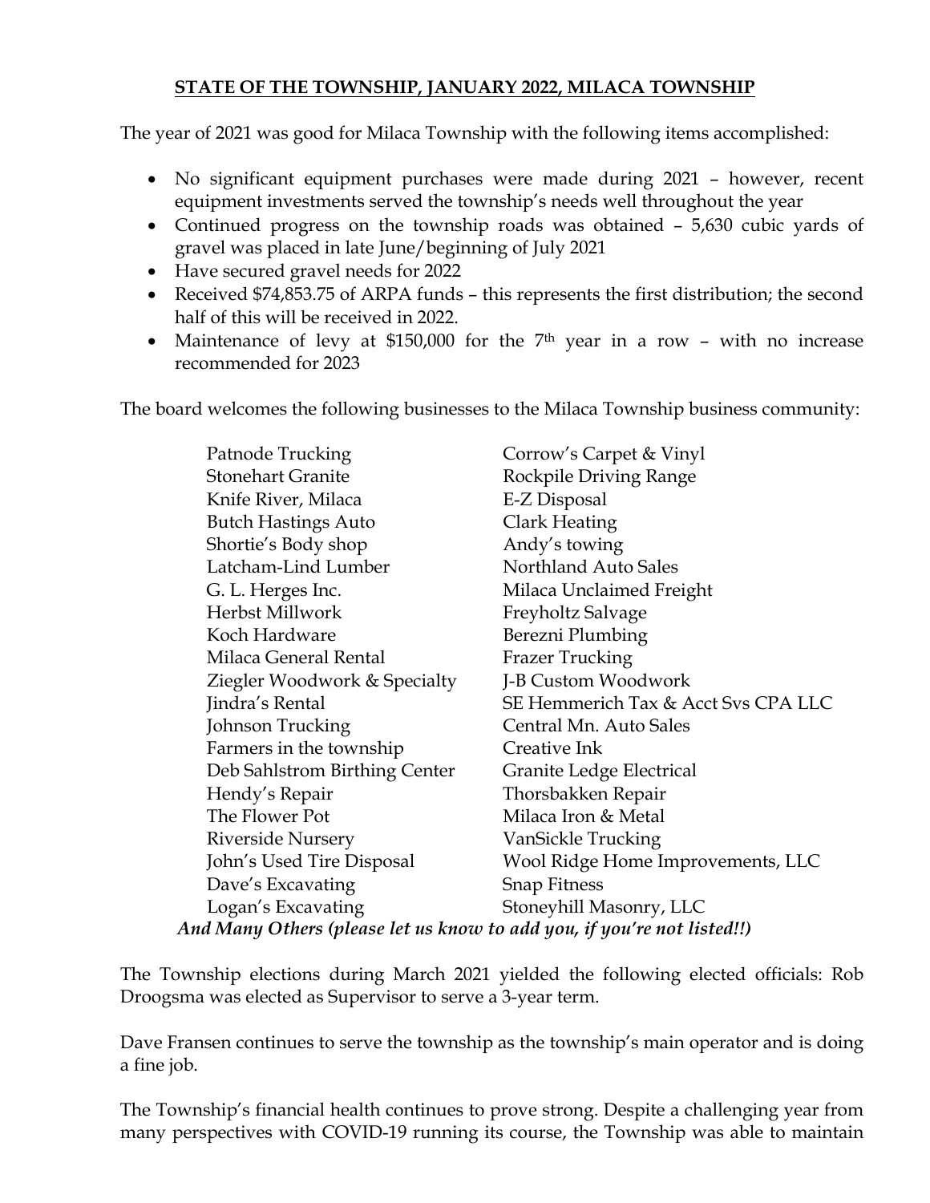**STATE OF THE TOWNSHIP, JANUARY 2022, MILACA TOWNSHIP**

The year of 2021 was good for Milaca Township with the following items accomplished:

- No significant equipment purchases were made during 2021 – however, recent equipment investments served the township's needs well throughout the year
- Continued progress on the township roads was obtained – 5,630 cubic yards of gravel was placed in late June/beginning of July 2021
- Have secured gravel needs for 2022
- Received $74,853.75 of ARPA funds – this represents the first distribution; the second half of this will be received in 2022.
- Maintenance of levy at $150,000 for the 7th year in a row – with no increase recommended for 2023

The board welcomes the following businesses to the Milaca Township business community:

| | |
|---|---|
| Patnode Trucking | Corrow's Carpet & Vinyl |
| Stonehart Granite | Rockpile Driving Range |
| Knife River, Milaca | E-Z Disposal |
| Butch Hastings Auto | Clark Heating |
| Shortie's Body shop | Andy's towing |
| Latcham-Lind Lumber | Northland Auto Sales |
| G. L. Herges Inc. | Milaca Unclaimed Freight |
| Herbst Millwork | Freyholtz Salvage |
| Koch Hardware | Berezni Plumbing |
| Milaca General Rental | Frazer Trucking |
| Ziegler Woodwork & Specialty | J-B Custom Woodwork |
| Jindra's Rental | SE Hemmerich Tax & Acct Svs CPA LLC |
| Johnson Trucking | Central Mn. Auto Sales |
| Farmers in the township | Creative Ink |
| Deb Sahlstrom Birthing Center | Granite Ledge Electrical |
| Hendy's Repair | Thorsbakken Repair |
| The Flower Pot | Milaca Iron & Metal |
| Riverside Nursery | VanSickle Trucking |
| John's Used Tire Disposal | Wool Ridge Home Improvements, LLC |
| Dave's Excavating | Snap Fitness |
| Logan's Excavating | Stoneyhill Masonry, LLC |

***And Many Others (please let us know to add you, if you're not listed!!)***

The Township elections during March 2021 yielded the following elected officials: Rob Droogsma was elected as Supervisor to serve a 3-year term.

Dave Fransen continues to serve the township as the township's main operator and is doing a fine job.

The Township's financial health continues to prove strong. Despite a challenging year from many perspectives with COVID-19 running its course, the Township was able to maintain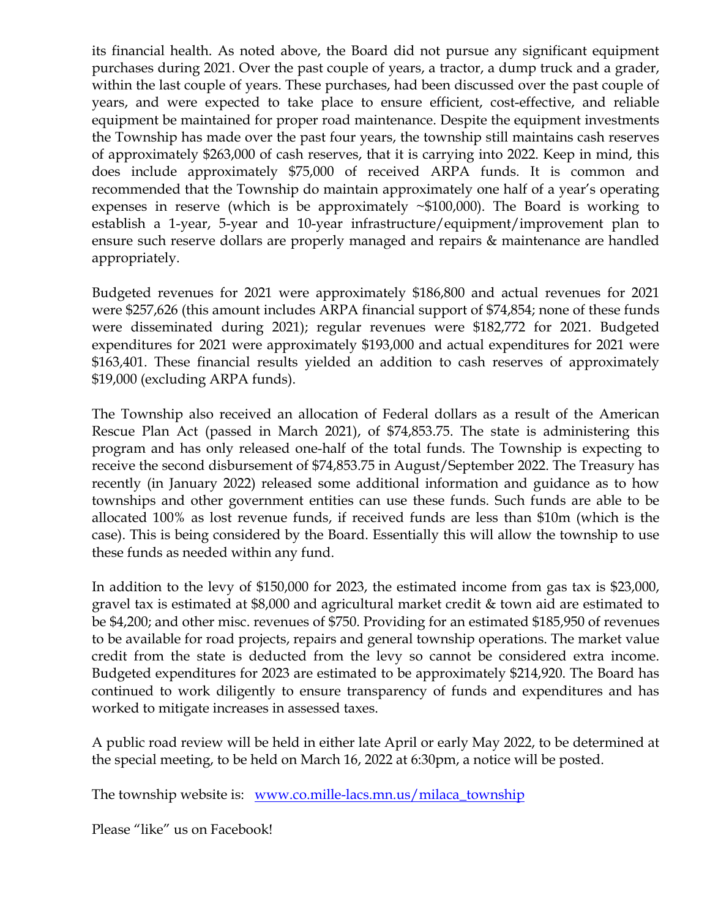its financial health. As noted above, the Board did not pursue any significant equipment purchases during 2021. Over the past couple of years, a tractor, a dump truck and a grader, within the last couple of years. These purchases, had been discussed over the past couple of years, and were expected to take place to ensure efficient, cost-effective, and reliable equipment be maintained for proper road maintenance. Despite the equipment investments the Township has made over the past four years, the township still maintains cash reserves of approximately $263,000 of cash reserves, that it is carrying into 2022. Keep in mind, this does include approximately $75,000 of received ARPA funds. It is common and recommended that the Township do maintain approximately one half of a year's operating expenses in reserve (which is be approximately ~$100,000). The Board is working to establish a 1-year, 5-year and 10-year infrastructure/equipment/improvement plan to ensure such reserve dollars are properly managed and repairs & maintenance are handled appropriately.

Budgeted revenues for 2021 were approximately $186,800 and actual revenues for 2021 were $257,626 (this amount includes ARPA financial support of $74,854; none of these funds were disseminated during 2021); regular revenues were $182,772 for 2021. Budgeted expenditures for 2021 were approximately $193,000 and actual expenditures for 2021 were $163,401. These financial results yielded an addition to cash reserves of approximately $19,000 (excluding ARPA funds).

The Township also received an allocation of Federal dollars as a result of the American Rescue Plan Act (passed in March 2021), of $74,853.75. The state is administering this program and has only released one-half of the total funds. The Township is expecting to receive the second disbursement of $74,853.75 in August/September 2022. The Treasury has recently (in January 2022) released some additional information and guidance as to how townships and other government entities can use these funds. Such funds are able to be allocated 100% as lost revenue funds, if received funds are less than $10m (which is the case). This is being considered by the Board. Essentially this will allow the township to use these funds as needed within any fund.

In addition to the levy of $150,000 for 2023, the estimated income from gas tax is $23,000, gravel tax is estimated at $8,000 and agricultural market credit & town aid are estimated to be $4,200; and other misc. revenues of $750. Providing for an estimated $185,950 of revenues to be available for road projects, repairs and general township operations. The market value credit from the state is deducted from the levy so cannot be considered extra income. Budgeted expenditures for 2023 are estimated to be approximately $214,920. The Board has continued to work diligently to ensure transparency of funds and expenditures and has worked to mitigate increases in assessed taxes.

A public road review will be held in either late April or early May 2022, to be determined at the special meeting, to be held on March 16, 2022 at 6:30pm, a notice will be posted.

The township website is: [www.co.mille-lacs.mn.us/milaca_township](http://www.co.mille-lacs.mn.us/milaca_township)

Please "like" us on Facebook!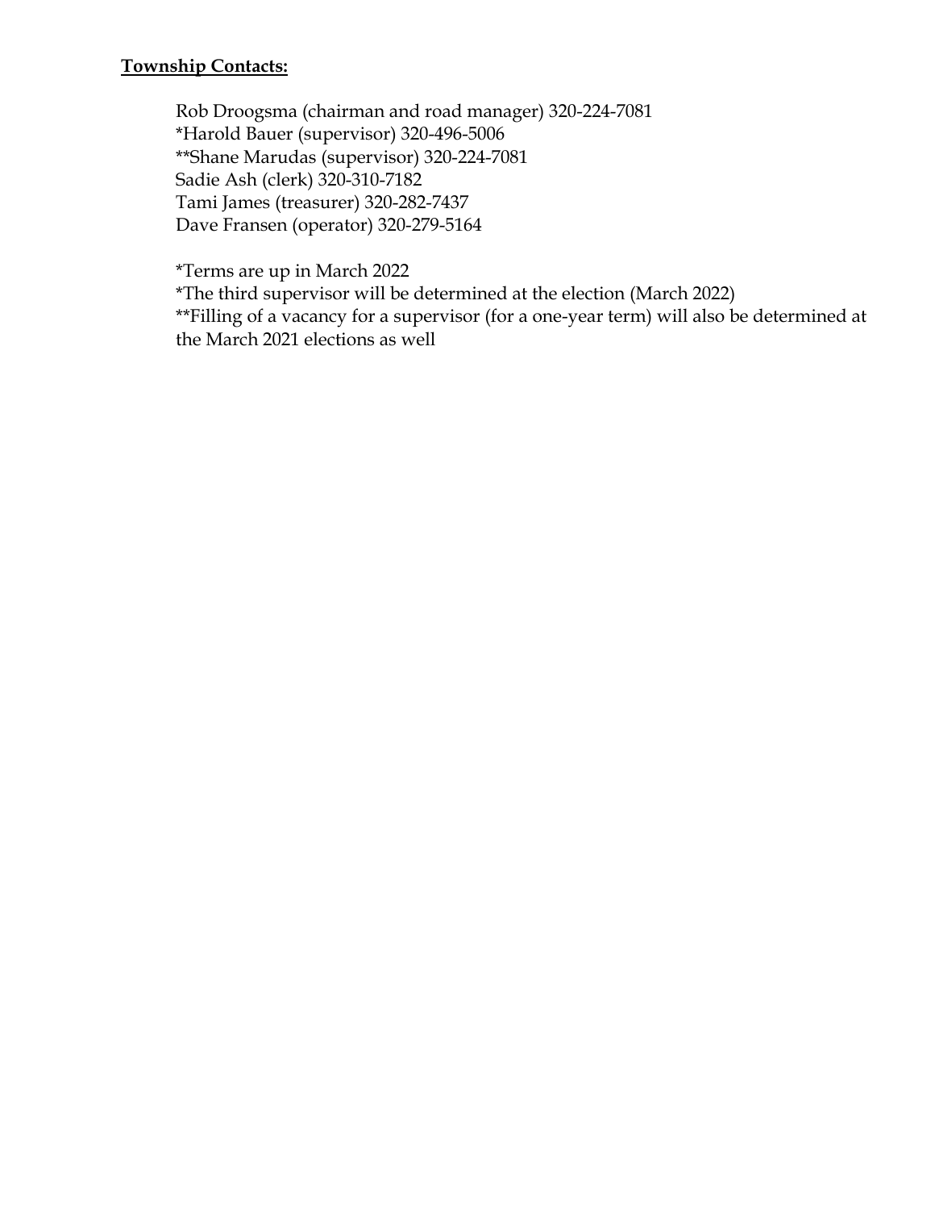**Township Contacts:**

Rob Droogsma (chairman and road manager) 320-224-7081
*Harold Bauer (supervisor) 320-496-5006
**Shane Marudas (supervisor) 320-224-7081
Sadie Ash (clerk) 320-310-7182
Tami James (treasurer) 320-282-7437
Dave Fransen (operator) 320-279-5164

*Terms are up in March 2022
*The third supervisor will be determined at the election (March 2022)
**Filling of a vacancy for a supervisor (for a one-year term) will also be determined at the March 2021 elections as well